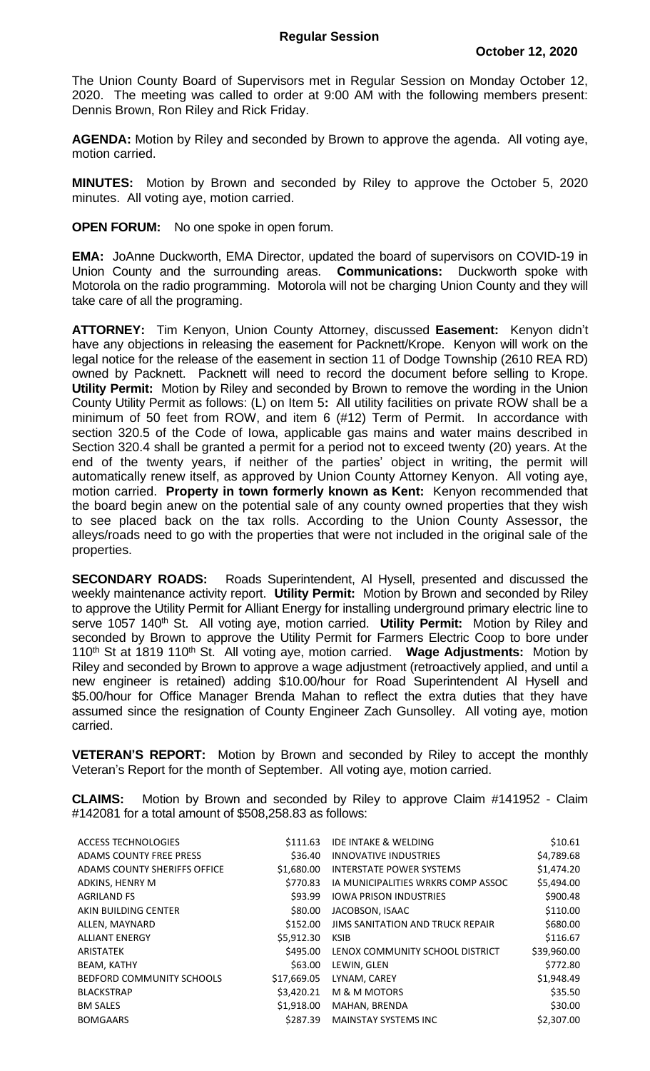**Regular Session**

**October 12, 2020**

The Union County Board of Supervisors met in Regular Session on Monday October 12, 2020. The meeting was called to order at 9:00 AM with the following members present: Dennis Brown, Ron Riley and Rick Friday.

**AGENDA:** Motion by Riley and seconded by Brown to approve the agenda. All voting aye, motion carried.

**MINUTES:** Motion by Brown and seconded by Riley to approve the October 5, 2020 minutes. All voting aye, motion carried.

**OPEN FORUM:** No one spoke in open forum.

**EMA:** JoAnne Duckworth, EMA Director, updated the board of supervisors on COVID-19 in Union County and the surrounding areas. **Communications:** Duckworth spoke with Motorola on the radio programming. Motorola will not be charging Union County and they will take care of all the programing.

**ATTORNEY:** Tim Kenyon, Union County Attorney, discussed **Easement:** Kenyon didn't have any objections in releasing the easement for Packnett/Krope. Kenyon will work on the legal notice for the release of the easement in section 11 of Dodge Township (2610 REA RD) owned by Packnett. Packnett will need to record the document before selling to Krope. **Utility Permit:** Motion by Riley and seconded by Brown to remove the wording in the Union County Utility Permit as follows: (L) on Item 5**:** All utility facilities on private ROW shall be a minimum of 50 feet from ROW, and item 6 (#12) Term of Permit. In accordance with section 320.5 of the Code of Iowa, applicable gas mains and water mains described in Section 320.4 shall be granted a permit for a period not to exceed twenty (20) years. At the end of the twenty years, if neither of the parties' object in writing, the permit will automatically renew itself, as approved by Union County Attorney Kenyon. All voting aye, motion carried. **Property in town formerly known as Kent:** Kenyon recommended that the board begin anew on the potential sale of any county owned properties that they wish to see placed back on the tax rolls. According to the Union County Assessor, the alleys/roads need to go with the properties that were not included in the original sale of the properties.

**SECONDARY ROADS:** Roads Superintendent, Al Hysell, presented and discussed the weekly maintenance activity report. **Utility Permit:** Motion by Brown and seconded by Riley to approve the Utility Permit for Alliant Energy for installing underground primary electric line to serve 1057 140th St. All voting aye, motion carried. **Utility Permit:** Motion by Riley and seconded by Brown to approve the Utility Permit for Farmers Electric Coop to bore under 110th St at 1819 110th St. All voting aye, motion carried. **Wage Adjustments:** Motion by Riley and seconded by Brown to approve a wage adjustment (retroactively applied, and until a new engineer is retained) adding $10.00/hour for Road Superintendent Al Hysell and $5.00/hour for Office Manager Brenda Mahan to reflect the extra duties that they have assumed since the resignation of County Engineer Zach Gunsolley. All voting aye, motion carried.

**VETERAN'S REPORT:** Motion by Brown and seconded by Riley to accept the monthly Veteran's Report for the month of September. All voting aye, motion carried.

**CLAIMS:** Motion by Brown and seconded by Riley to approve Claim #141952 - Claim #142081 for a total amount of $508,258.83 as follows:

| | | | |
|---|---|---|---|
| ACCESS TECHNOLOGIES | $111.63 | IDE INTAKE & WELDING | $10.61 |
| ADAMS COUNTY FREE PRESS | $36.40 | INNOVATIVE INDUSTRIES | $4,789.68 |
| ADAMS COUNTY SHERIFFS OFFICE | $1,680.00 | INTERSTATE POWER SYSTEMS | $1,474.20 |
| ADKINS, HENRY M | $770.83 | IA MUNICIPALITIES WRKRS COMP ASSOC | $5,494.00 |
| AGRILAND FS | $93.99 | IOWA PRISON INDUSTRIES | $900.48 |
| AKIN BUILDING CENTER | $80.00 | JACOBSON, ISAAC | $110.00 |
| ALLEN, MAYNARD | $152.00 | JIMS SANITATION AND TRUCK REPAIR | $680.00 |
| ALLIANT ENERGY | $5,912.30 | KSIB | $116.67 |
| ARISTATEK | $495.00 | LENOX COMMUNITY SCHOOL DISTRICT | $39,960.00 |
| BEAM, KATHY | $63.00 | LEWIN, GLEN | $772.80 |
| BEDFORD COMMUNITY SCHOOLS | $17,669.05 | LYNAM, CAREY | $1,948.49 |
| BLACKSTRAP | $3,420.21 | M & M MOTORS | $35.50 |
| BM SALES | $1,918.00 | MAHAN, BRENDA | $30.00 |
| BOMGAARS | $287.39 | MAINSTAY SYSTEMS INC | $2,307.00 |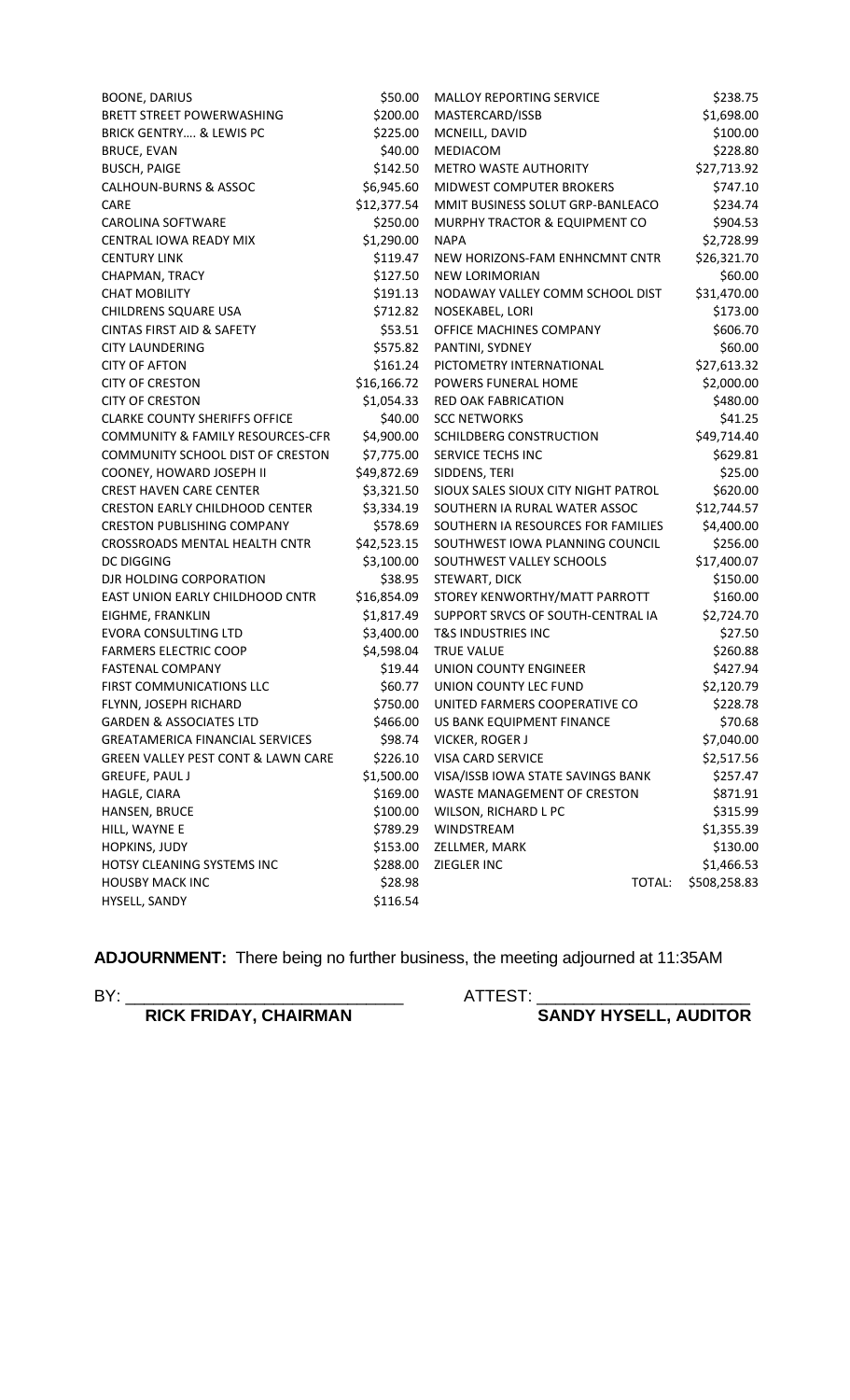| | | | |
|---|---|---|---|
| BOONE, DARIUS | $50.00 | MALLOY REPORTING SERVICE | $238.75 |
| BRETT STREET POWERWASHING | $200.00 | MASTERCARD/ISSB | $1,698.00 |
| BRICK GENTRY.... & LEWIS PC | $225.00 | MCNEILL, DAVID | $100.00 |
| BRUCE, EVAN | $40.00 | MEDIACOM | $228.80 |
| BUSCH, PAIGE | $142.50 | METRO WASTE AUTHORITY | $27,713.92 |
| CALHOUN-BURNS & ASSOC | $6,945.60 | MIDWEST COMPUTER BROKERS | $747.10 |
| CARE | $12,377.54 | MMIT BUSINESS SOLUT GRP-BANLEACO | $234.74 |
| CAROLINA SOFTWARE | $250.00 | MURPHY TRACTOR & EQUIPMENT CO | $904.53 |
| CENTRAL IOWA READY MIX | $1,290.00 | NAPA | $2,728.99 |
| CENTURY LINK | $119.47 | NEW HORIZONS-FAM ENHNCMNT CNTR | $26,321.70 |
| CHAPMAN, TRACY | $127.50 | NEW LORIMORIAN | $60.00 |
| CHAT MOBILITY | $191.13 | NODAWAY VALLEY COMM SCHOOL DIST | $31,470.00 |
| CHILDRENS SQUARE USA | $712.82 | NOSEKABEL, LORI | $173.00 |
| CINTAS FIRST AID & SAFETY | $53.51 | OFFICE MACHINES COMPANY | $606.70 |
| CITY LAUNDERING | $575.82 | PANTINI, SYDNEY | $60.00 |
| CITY OF AFTON | $161.24 | PICTOMETRY INTERNATIONAL | $27,613.32 |
| CITY OF CRESTON | $16,166.72 | POWERS FUNERAL HOME | $2,000.00 |
| CITY OF CRESTON | $1,054.33 | RED OAK FABRICATION | $480.00 |
| CLARKE COUNTY SHERIFFS OFFICE | $40.00 | SCC NETWORKS | $41.25 |
| COMMUNITY & FAMILY RESOURCES-CFR | $4,900.00 | SCHILDBERG CONSTRUCTION | $49,714.40 |
| COMMUNITY SCHOOL DIST OF CRESTON | $7,775.00 | SERVICE TECHS INC | $629.81 |
| COONEY, HOWARD JOSEPH II | $49,872.69 | SIDDENS, TERI | $25.00 |
| CREST HAVEN CARE CENTER | $3,321.50 | SIOUX SALES SIOUX CITY NIGHT PATROL | $620.00 |
| CRESTON EARLY CHILDHOOD CENTER | $3,334.19 | SOUTHERN IA RURAL WATER ASSOC | $12,744.57 |
| CRESTON PUBLISHING COMPANY | $578.69 | SOUTHERN IA RESOURCES FOR FAMILIES | $4,400.00 |
| CROSSROADS MENTAL HEALTH CNTR | $42,523.15 | SOUTHWEST IOWA PLANNING COUNCIL | $256.00 |
| DC DIGGING | $3,100.00 | SOUTHWEST VALLEY SCHOOLS | $17,400.07 |
| DJR HOLDING CORPORATION | $38.95 | STEWART, DICK | $150.00 |
| EAST UNION EARLY CHILDHOOD CNTR | $16,854.09 | STOREY KENWORTHY/MATT PARROTT | $160.00 |
| EIGHME, FRANKLIN | $1,817.49 | SUPPORT SRVCS OF SOUTH-CENTRAL IA | $2,724.70 |
| EVORA CONSULTING LTD | $3,400.00 | T&S INDUSTRIES INC | $27.50 |
| FARMERS ELECTRIC COOP | $4,598.04 | TRUE VALUE | $260.88 |
| FASTENAL COMPANY | $19.44 | UNION COUNTY ENGINEER | $427.94 |
| FIRST COMMUNICATIONS LLC | $60.77 | UNION COUNTY LEC FUND | $2,120.79 |
| FLYNN, JOSEPH RICHARD | $750.00 | UNITED FARMERS COOPERATIVE CO | $228.78 |
| GARDEN & ASSOCIATES LTD | $466.00 | US BANK EQUIPMENT FINANCE | $70.68 |
| GREATAMERICA FINANCIAL SERVICES | $98.74 | VICKER, ROGER J | $7,040.00 |
| GREEN VALLEY PEST CONT & LAWN CARE | $226.10 | VISA CARD SERVICE | $2,517.56 |
| GREUFE, PAUL J | $1,500.00 | VISA/ISSB IOWA STATE SAVINGS BANK | $257.47 |
| HAGLE, CIARA | $169.00 | WASTE MANAGEMENT OF CRESTON | $871.91 |
| HANSEN, BRUCE | $100.00 | WILSON, RICHARD L PC | $315.99 |
| HILL, WAYNE E | $789.29 | WINDSTREAM | $1,355.39 |
| HOPKINS, JUDY | $153.00 | ZELLMER, MARK | $130.00 |
| HOTSY CLEANING SYSTEMS INC | $288.00 | ZIEGLER INC | $1,466.53 |
| HOUSBY MACK INC | $28.98 | TOTAL: | $508,258.83 |
| HYSELL, SANDY | $116.54 | | |

**ADJOURNMENT:** There being no further business, the meeting adjourned at 11:35AM

BY: ______________________________ ATTEST: ______________________

**RICK FRIDAY, CHAIRMAN** **SANDY HYSELL, AUDITOR**